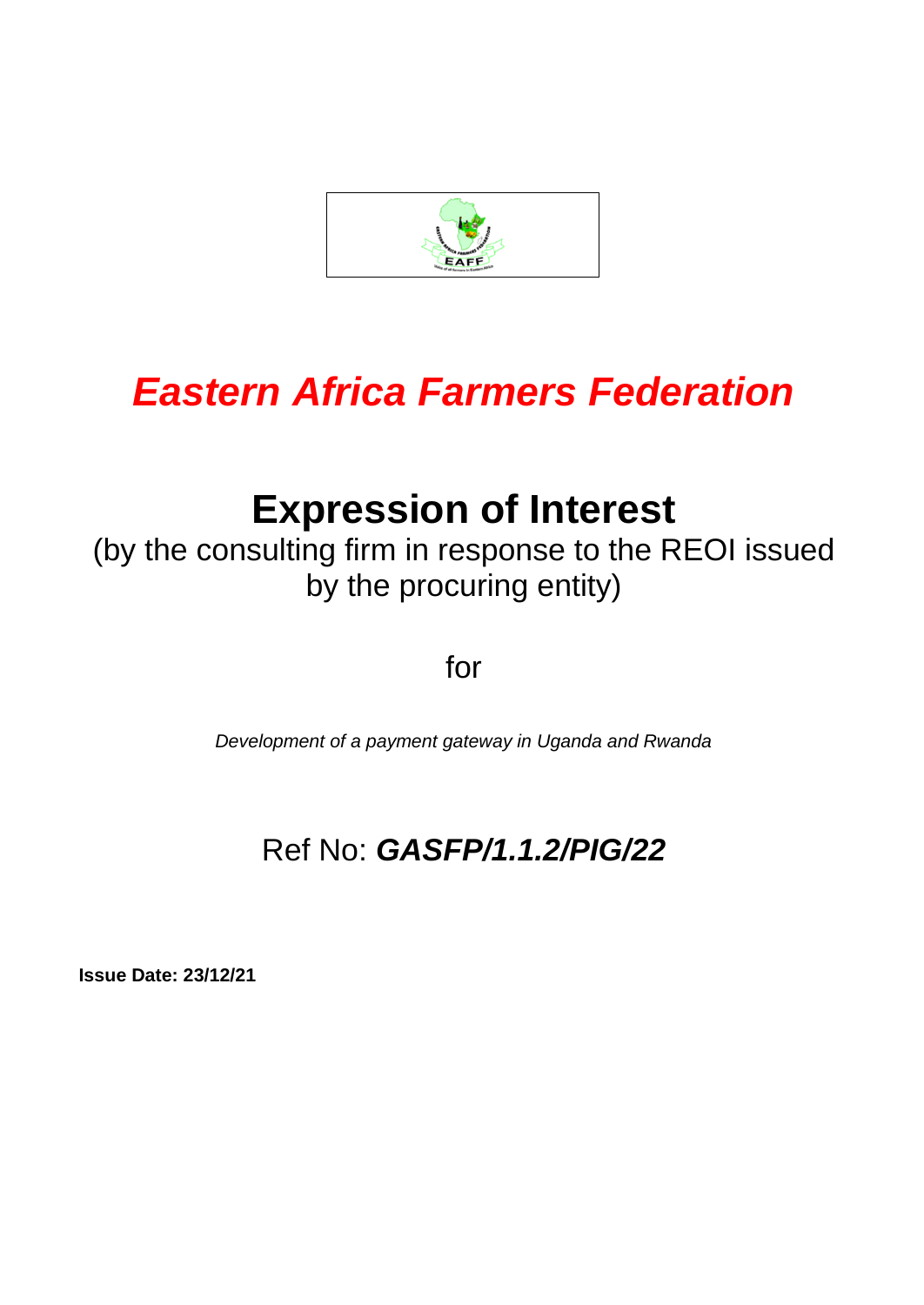# *Eastern Africa Farmers Federation*

# Expression of Interest

(by the consulting firm in response to the REOI issued by the procuring entity)

for

*Development of a payment gateway in Uganda and Rwanda*

## Ref No: ***GASFP/1.1.2/PIG/22***

**Issue Date: 23/12/21**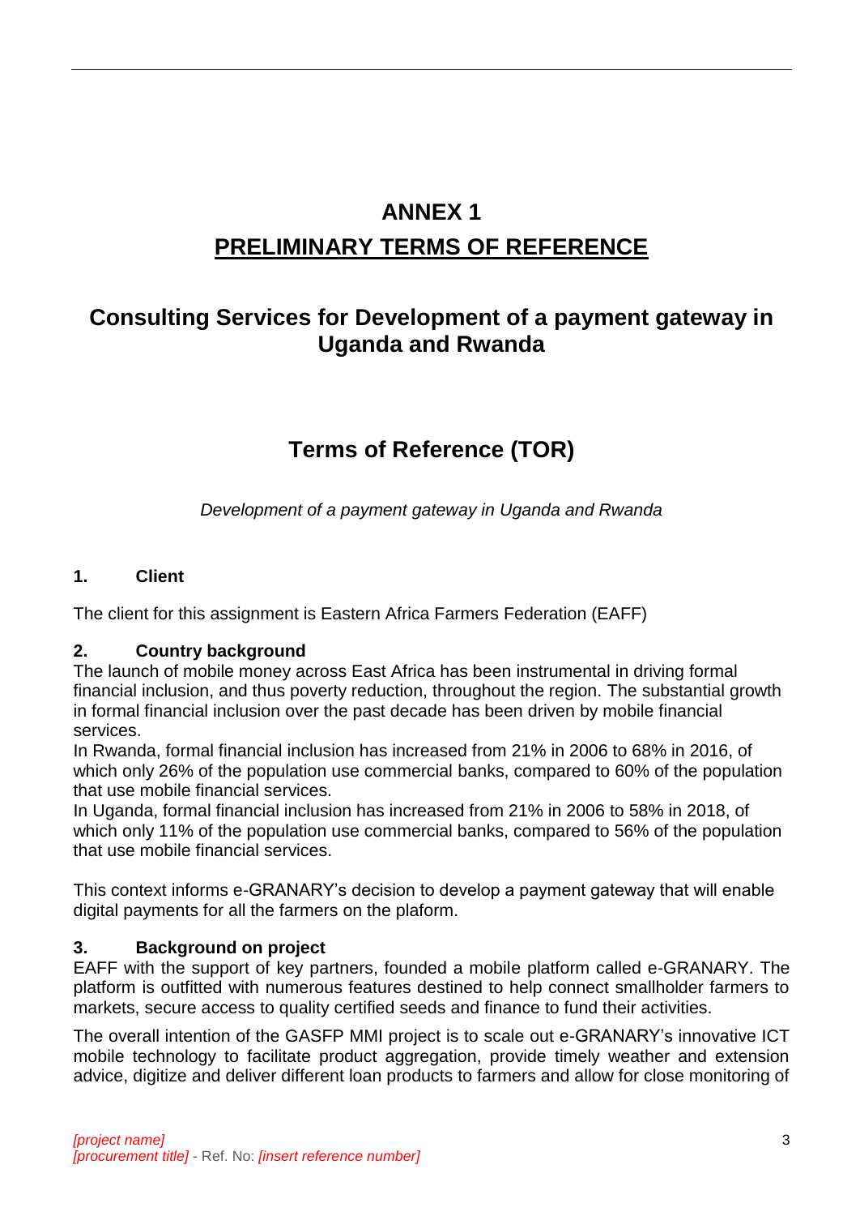# ANNEX 1

## PRELIMINARY TERMS OF REFERENCE

## Consulting Services for Development of a payment gateway in Uganda and Rwanda

## Terms of Reference (TOR)

*Development of a payment gateway in Uganda and Rwanda*

### 1. Client

The client for this assignment is Eastern Africa Farmers Federation (EAFF)

### 2. Country background

The launch of mobile money across East Africa has been instrumental in driving formal financial inclusion, and thus poverty reduction, throughout the region. The substantial growth in formal financial inclusion over the past decade has been driven by mobile financial services.

In Rwanda, formal financial inclusion has increased from 21% in 2006 to 68% in 2016, of which only 26% of the population use commercial banks, compared to 60% of the population that use mobile financial services.

In Uganda, formal financial inclusion has increased from 21% in 2006 to 58% in 2018, of which only 11% of the population use commercial banks, compared to 56% of the population that use mobile financial services.

This context informs e-GRANARY's decision to develop a payment gateway that will enable digital payments for all the farmers on the plaform.

### 3. Background on project

EAFF with the support of key partners, founded a mobile platform called e-GRANARY. The platform is outfitted with numerous features destined to help connect smallholder farmers to markets, secure access to quality certified seeds and finance to fund their activities.

The overall intention of the GASFP MMI project is to scale out e-GRANARY's innovative ICT mobile technology to facilitate product aggregation, provide timely weather and extension advice, digitize and deliver different loan products to farmers and allow for close monitoring of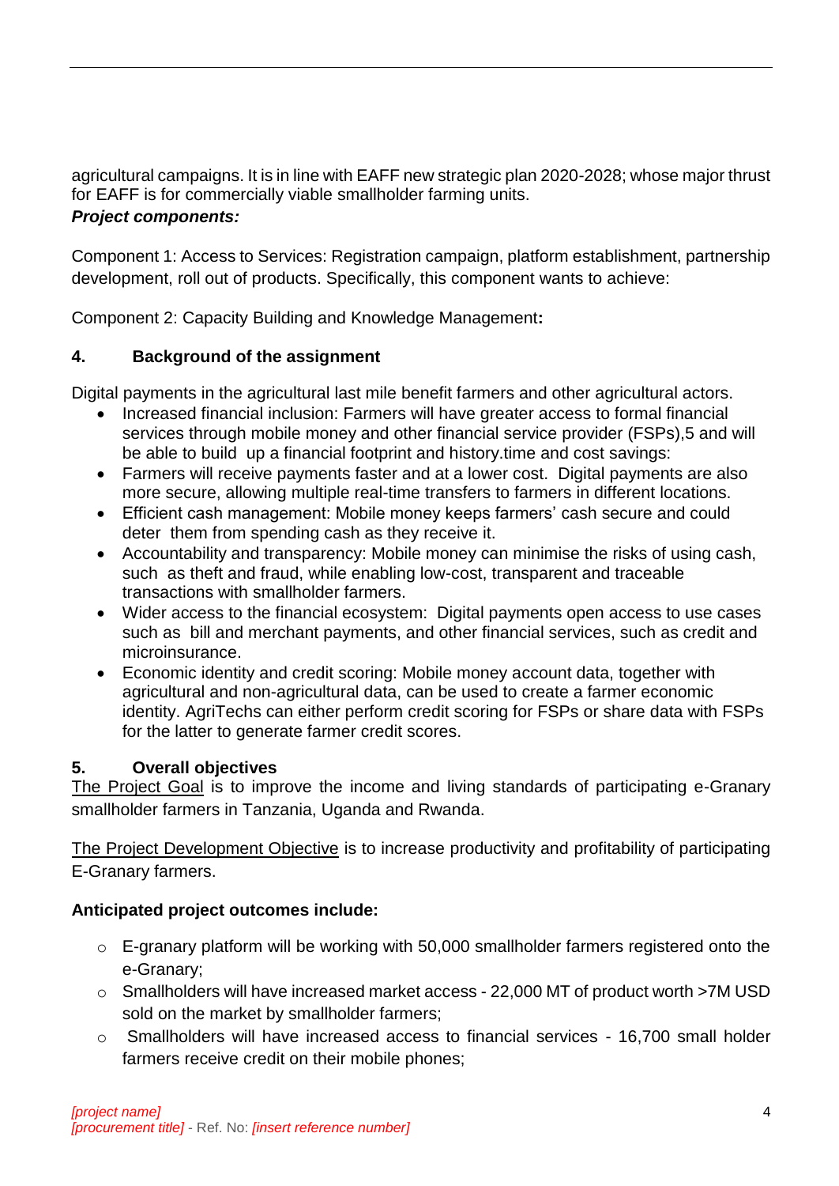agricultural campaigns. It is in line with EAFF new strategic plan 2020-2028; whose major thrust for EAFF is for commercially viable smallholder farming units.

***Project components:***

Component 1: Access to Services: Registration campaign, platform establishment, partnership development, roll out of products. Specifically, this component wants to achieve:

Component 2: Capacity Building and Knowledge Management**:**

## 4. Background of the assignment

Digital payments in the agricultural last mile benefit farmers and other agricultural actors.

- Increased financial inclusion: Farmers will have greater access to formal financial services through mobile money and other financial service provider (FSPs),5 and will be able to build up a financial footprint and history.time and cost savings:
- Farmers will receive payments faster and at a lower cost. Digital payments are also more secure, allowing multiple real-time transfers to farmers in different locations.
- Efficient cash management: Mobile money keeps farmers' cash secure and could deter them from spending cash as they receive it.
- Accountability and transparency: Mobile money can minimise the risks of using cash, such as theft and fraud, while enabling low-cost, transparent and traceable transactions with smallholder farmers.
- Wider access to the financial ecosystem: Digital payments open access to use cases such as bill and merchant payments, and other financial services, such as credit and microinsurance.
- Economic identity and credit scoring: Mobile money account data, together with agricultural and non-agricultural data, can be used to create a farmer economic identity. AgriTechs can either perform credit scoring for FSPs or share data with FSPs for the latter to generate farmer credit scores.

## 5. Overall objectives

The Project Goal is to improve the income and living standards of participating e-Granary smallholder farmers in Tanzania, Uganda and Rwanda.

The Project Development Objective is to increase productivity and profitability of participating E-Granary farmers.

**Anticipated project outcomes include:**

- E-granary platform will be working with 50,000 smallholder farmers registered onto the e-Granary;
- Smallholders will have increased market access - 22,000 MT of product worth >7M USD sold on the market by smallholder farmers;
- Smallholders will have increased access to financial services - 16,700 small holder farmers receive credit on their mobile phones;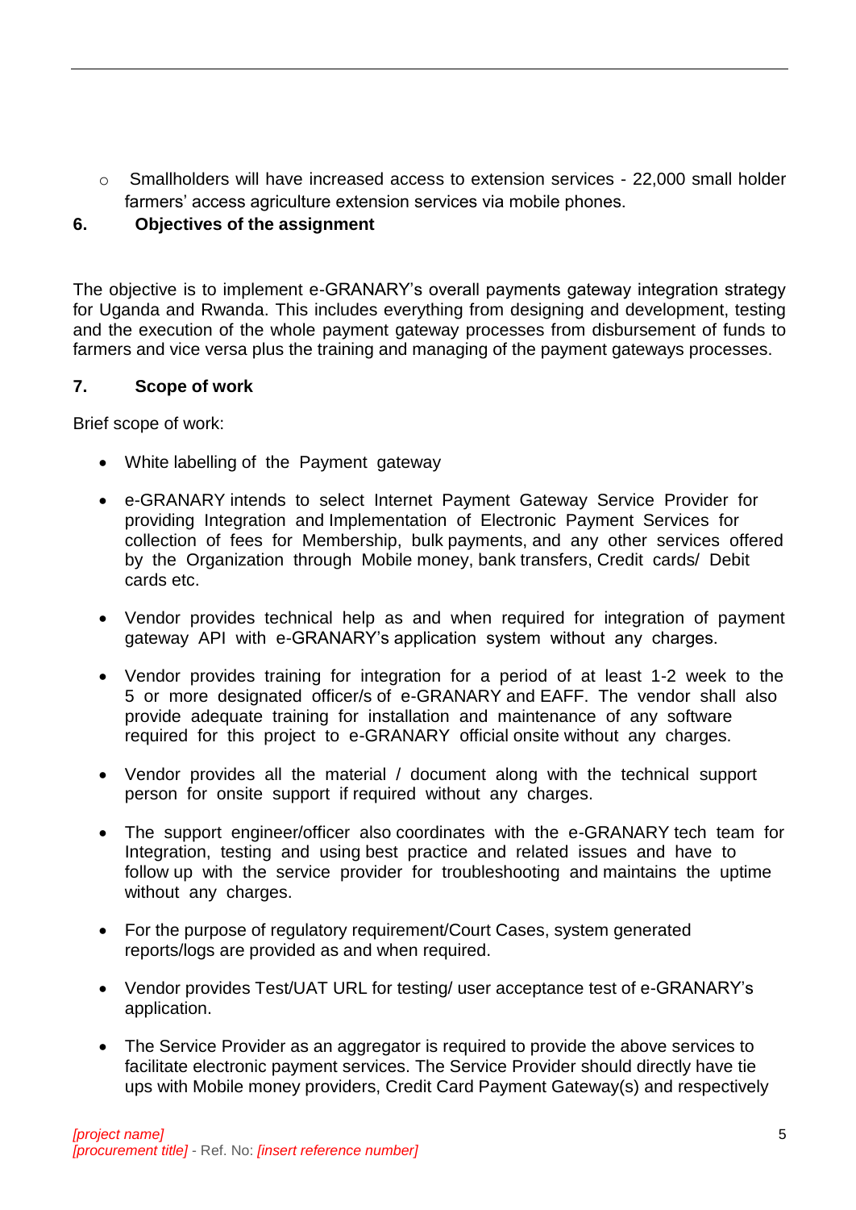- Smallholders will have increased access to extension services - 22,000 small holder farmers' access agriculture extension services via mobile phones.

## 6. Objectives of the assignment

The objective is to implement e-GRANARY's overall payments gateway integration strategy for Uganda and Rwanda. This includes everything from designing and development, testing and the execution of the whole payment gateway processes from disbursement of funds to farmers and vice versa plus the training and managing of the payment gateways processes.

## 7. Scope of work

Brief scope of work:

- White labelling of the Payment gateway
- e-GRANARY intends to select Internet Payment Gateway Service Provider for providing Integration and Implementation of Electronic Payment Services for collection of fees for Membership, bulk payments, and any other services offered by the Organization through Mobile money, bank transfers, Credit cards/ Debit cards etc.
- Vendor provides technical help as and when required for integration of payment gateway API with e-GRANARY's application system without any charges.
- Vendor provides training for integration for a period of at least 1-2 week to the 5 or more designated officer/s of e-GRANARY and EAFF. The vendor shall also provide adequate training for installation and maintenance of any software required for this project to e-GRANARY official onsite without any charges.
- Vendor provides all the material / document along with the technical support person for onsite support if required without any charges.
- The support engineer/officer also coordinates with the e-GRANARY tech team for Integration, testing and using best practice and related issues and have to follow up with the service provider for troubleshooting and maintains the uptime without any charges.
- For the purpose of regulatory requirement/Court Cases, system generated reports/logs are provided as and when required.
- Vendor provides Test/UAT URL for testing/ user acceptance test of e-GRANARY's application.
- The Service Provider as an aggregator is required to provide the above services to facilitate electronic payment services. The Service Provider should directly have tie ups with Mobile money providers, Credit Card Payment Gateway(s) and respectively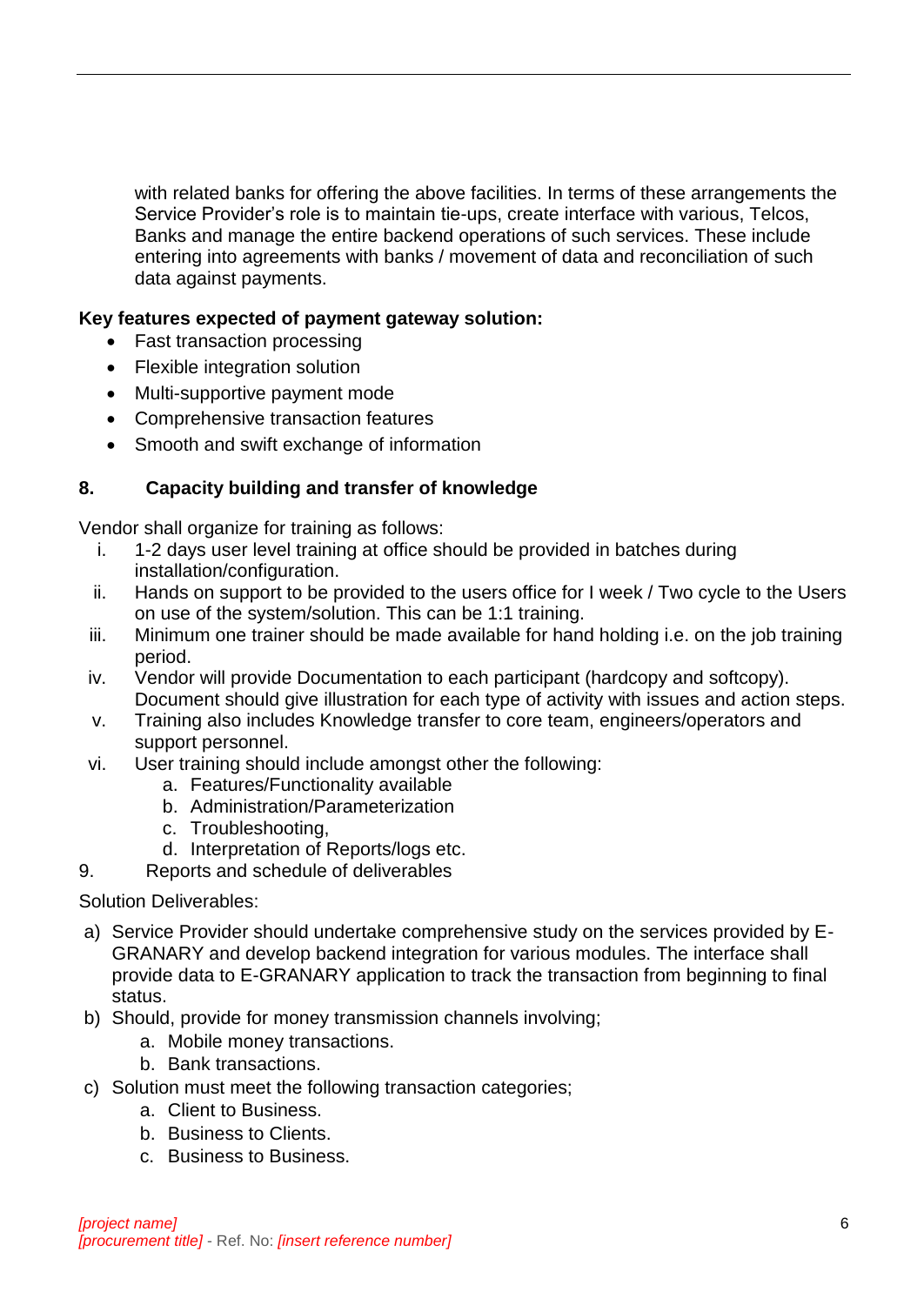with related banks for offering the above facilities. In terms of these arrangements the Service Provider's role is to maintain tie-ups, create interface with various, Telcos, Banks and manage the entire backend operations of such services. These include entering into agreements with banks / movement of data and reconciliation of such data against payments.

**Key features expected of payment gateway solution:**

- Fast transaction processing
- Flexible integration solution
- Multi-supportive payment mode
- Comprehensive transaction features
- Smooth and swift exchange of information

## 8. Capacity building and transfer of knowledge

Vendor shall organize for training as follows:

i. 1-2 days user level training at office should be provided in batches during installation/configuration.
ii. Hands on support to be provided to the users office for I week / Two cycle to the Users on use of the system/solution. This can be 1:1 training.
iii. Minimum one trainer should be made available for hand holding i.e. on the job training period.
iv. Vendor will provide Documentation to each participant (hardcopy and softcopy). Document should give illustration for each type of activity with issues and action steps.
v. Training also includes Knowledge transfer to core team, engineers/operators and support personnel.
vi. User training should include amongst other the following:
   a. Features/Functionality available
   b. Administration/Parameterization
   c. Troubleshooting,
   d. Interpretation of Reports/logs etc.

9. Reports and schedule of deliverables

Solution Deliverables:

a) Service Provider should undertake comprehensive study on the services provided by E-GRANARY and develop backend integration for various modules. The interface shall provide data to E-GRANARY application to track the transaction from beginning to final status.
b) Should, provide for money transmission channels involving;
   a. Mobile money transactions.
   b. Bank transactions.
c) Solution must meet the following transaction categories;
   a. Client to Business.
   b. Business to Clients.
   c. Business to Business.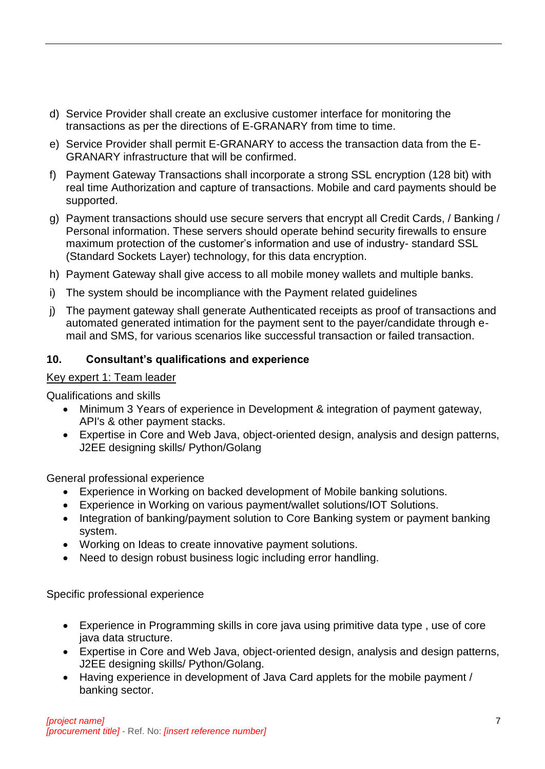d) Service Provider shall create an exclusive customer interface for monitoring the transactions as per the directions of E-GRANARY from time to time.

e) Service Provider shall permit E-GRANARY to access the transaction data from the E-GRANARY infrastructure that will be confirmed.

f) Payment Gateway Transactions shall incorporate a strong SSL encryption (128 bit) with real time Authorization and capture of transactions. Mobile and card payments should be supported.

g) Payment transactions should use secure servers that encrypt all Credit Cards, / Banking / Personal information. These servers should operate behind security firewalls to ensure maximum protection of the customer's information and use of industry- standard SSL (Standard Sockets Layer) technology, for this data encryption.

h) Payment Gateway shall give access to all mobile money wallets and multiple banks.

i) The system should be incompliance with the Payment related guidelines

j) The payment gateway shall generate Authenticated receipts as proof of transactions and automated generated intimation for the payment sent to the payer/candidate through e-mail and SMS, for various scenarios like successful transaction or failed transaction.

## 10. Consultant's qualifications and experience

<u>Key expert 1: Team leader</u>

Qualifications and skills

- Minimum 3 Years of experience in Development & integration of payment gateway, API's & other payment stacks.
- Expertise in Core and Web Java, object-oriented design, analysis and design patterns, J2EE designing skills/ Python/Golang

General professional experience

- Experience in Working on backed development of Mobile banking solutions.
- Experience in Working on various payment/wallet solutions/IOT Solutions.
- Integration of banking/payment solution to Core Banking system or payment banking system.
- Working on Ideas to create innovative payment solutions.
- Need to design robust business logic including error handling.

Specific professional experience

- Experience in Programming skills in core java using primitive data type , use of core java data structure.
- Expertise in Core and Web Java, object-oriented design, analysis and design patterns, J2EE designing skills/ Python/Golang.
- Having experience in development of Java Card applets for the mobile payment / banking sector.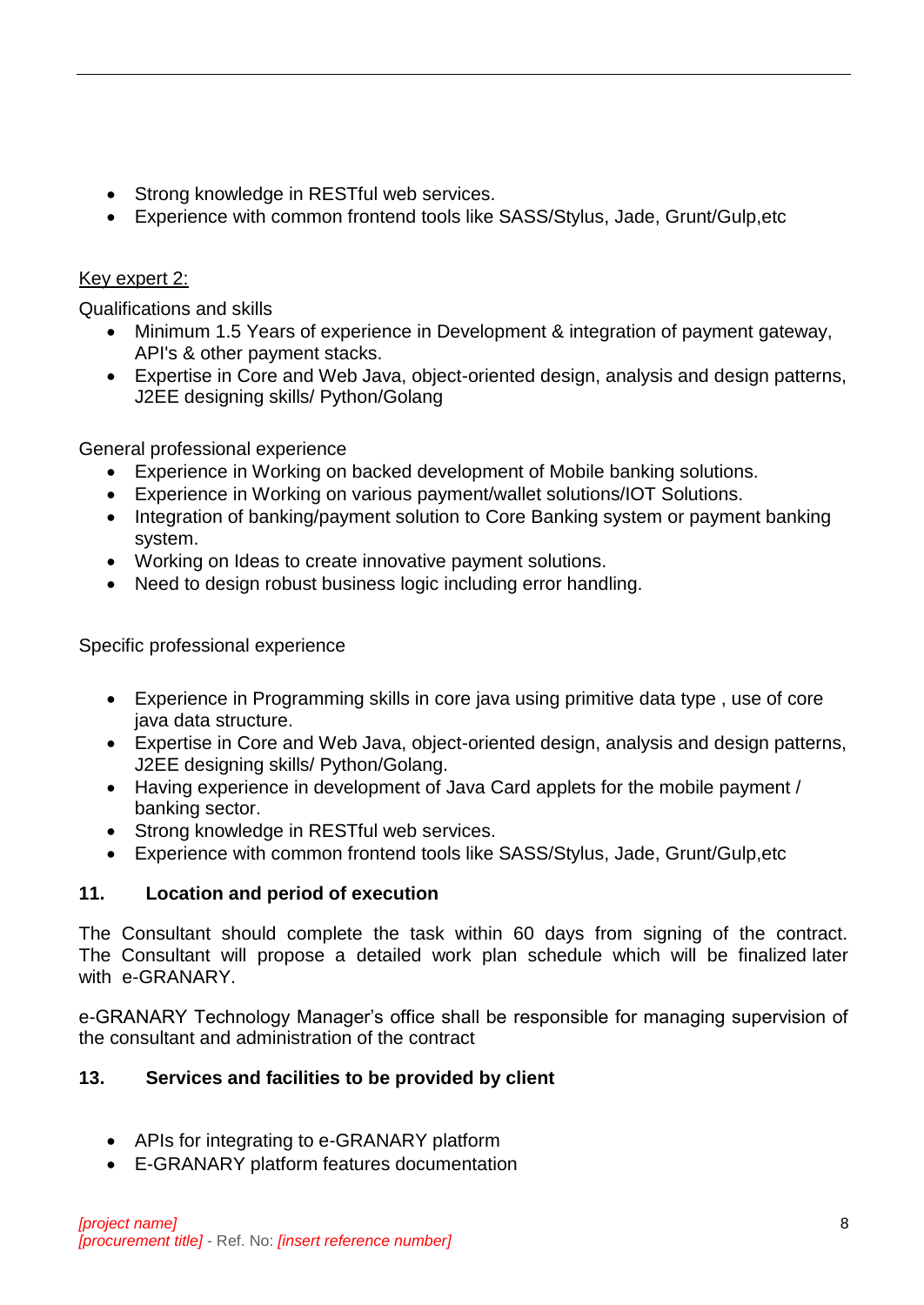- Strong knowledge in RESTful web services.
- Experience with common frontend tools like SASS/Stylus, Jade, Grunt/Gulp,etc

Key expert 2:

Qualifications and skills

- Minimum 1.5 Years of experience in Development & integration of payment gateway, API's & other payment stacks.
- Expertise in Core and Web Java, object-oriented design, analysis and design patterns, J2EE designing skills/ Python/Golang

General professional experience

- Experience in Working on backed development of Mobile banking solutions.
- Experience in Working on various payment/wallet solutions/IOT Solutions.
- Integration of banking/payment solution to Core Banking system or payment banking system.
- Working on Ideas to create innovative payment solutions.
- Need to design robust business logic including error handling.

Specific professional experience

- Experience in Programming skills in core java using primitive data type , use of core java data structure.
- Expertise in Core and Web Java, object-oriented design, analysis and design patterns, J2EE designing skills/ Python/Golang.
- Having experience in development of Java Card applets for the mobile payment / banking sector.
- Strong knowledge in RESTful web services.
- Experience with common frontend tools like SASS/Stylus, Jade, Grunt/Gulp,etc

## 11. Location and period of execution

The Consultant should complete the task within 60 days from signing of the contract. The Consultant will propose a detailed work plan schedule which will be finalized later with e-GRANARY.

e-GRANARY Technology Manager's office shall be responsible for managing supervision of the consultant and administration of the contract

## 13. Services and facilities to be provided by client

- APIs for integrating to e-GRANARY platform
- E-GRANARY platform features documentation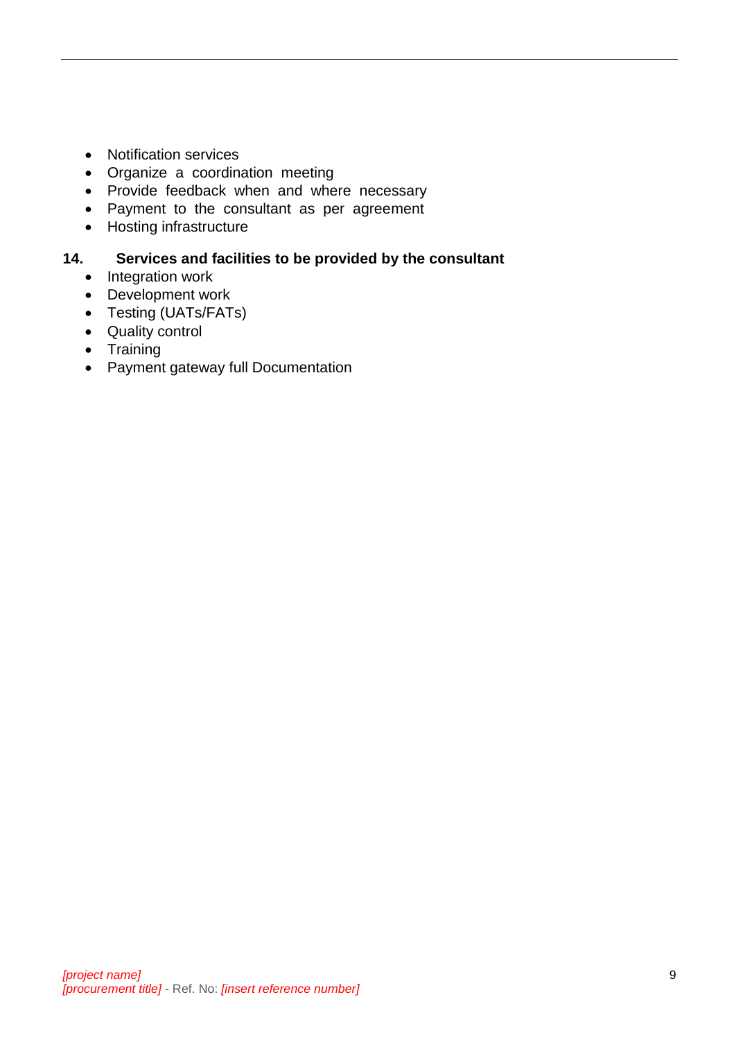- Notification services
- Organize a coordination meeting
- Provide feedback when and where necessary
- Payment to the consultant as per agreement
- Hosting infrastructure

## 14. Services and facilities to be provided by the consultant

- Integration work
- Development work
- Testing (UATs/FATs)
- Quality control
- Training
- Payment gateway full Documentation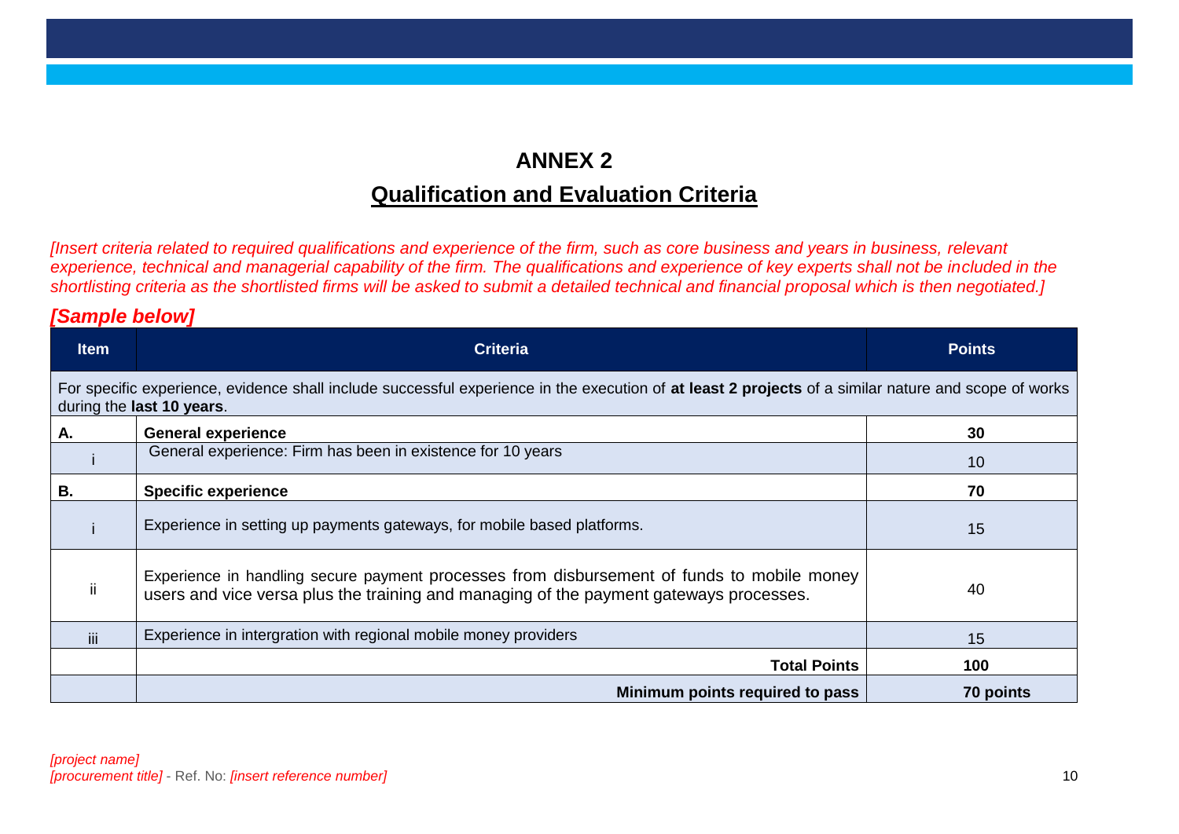# ANNEX 2

## Qualification and Evaluation Criteria

*[Insert criteria related to required qualifications and experience of the firm, such as core business and years in business, relevant experience, technical and managerial capability of the firm. The qualifications and experience of key experts shall not be included in the shortlisting criteria as the shortlisted firms will be asked to submit a detailed technical and financial proposal which is then negotiated.]*

***[Sample below]***

| Item | Criteria | Points |
|---|---|---|
| For specific experience, evidence shall include successful experience in the execution of **at least 2 projects** of a similar nature and scope of works during the **last 10 years**. | | |
| **A.** | **General experience** | **30** |
| i | General experience: Firm has been in existence for 10 years | 10 |
| **B.** | **Specific experience** | **70** |
| i | Experience in setting up payments gateways, for mobile based platforms. | 15 |
| ii | Experience in handling secure payment processes from disbursement of funds to mobile money users and vice versa plus the training and managing of the payment gateways processes. | 40 |
| iii | Experience in intergration with regional mobile money providers | 15 |
| | **Total Points** | **100** |
| | **Minimum points required to pass** | **70 points** |

*[project name]*
*[procurement title]* - Ref. No: *[insert reference number]*